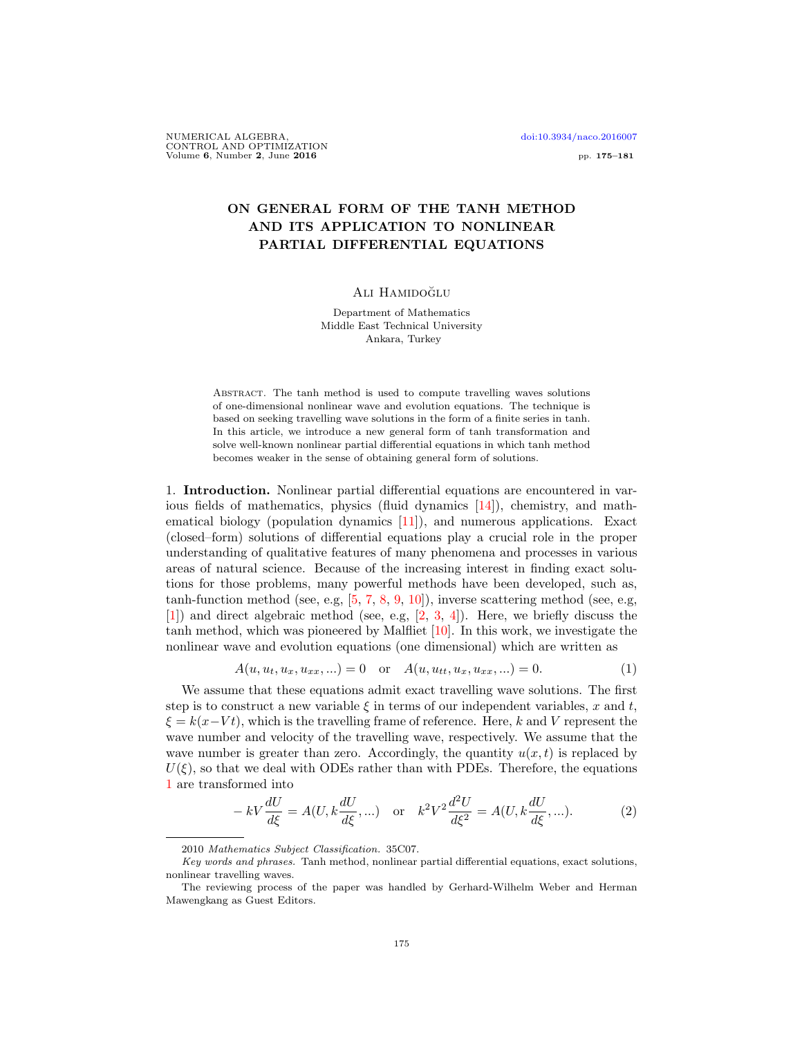# ON GENERAL FORM OF THE TANH METHOD AND ITS APPLICATION TO NONLINEAR PARTIAL DIFFERENTIAL EQUATIONS

Ali Hamidoğlu

Department of Mathematics
Middle East Technical University
Ankara, Turkey

Abstract. The tanh method is used to compute travelling waves solutions of one-dimensional nonlinear wave and evolution equations. The technique is based on seeking travelling wave solutions in the form of a finite series in tanh. In this article, we introduce a new general form of tanh transformation and solve well-known nonlinear partial differential equations in which tanh method becomes weaker in the sense of obtaining general form of solutions.

## 1. Introduction.

Nonlinear partial differential equations are encountered in various fields of mathematics, physics (fluid dynamics [14]), chemistry, and mathematical biology (population dynamics [11]), and numerous applications. Exact (closed–form) solutions of differential equations play a crucial role in the proper understanding of qualitative features of many phenomena and processes in various areas of natural science. Because of the increasing interest in finding exact solutions for those problems, many powerful methods have been developed, such as, tanh-function method (see, e.g, [5, 7, 8, 9, 10]), inverse scattering method (see, e.g, [1]) and direct algebraic method (see, e.g, [2, 3, 4]). Here, we briefly discuss the tanh method, which was pioneered by Malfliet [10]. In this work, we investigate the nonlinear wave and evolution equations (one dimensional) which are written as

$$A(u, u_t, u_x, u_{xx}, ...) = 0 \quad \text{or} \quad A(u, u_{tt}, u_x, u_{xx}, ...) = 0. \tag{1}$$

We assume that these equations admit exact travelling wave solutions. The first step is to construct a new variable $\xi$ in terms of our independent variables, $x$ and $t$, $\xi = k(x - Vt)$, which is the travelling frame of reference. Here, $k$ and $V$ represent the wave number and velocity of the travelling wave, respectively. We assume that the wave number is greater than zero. Accordingly, the quantity $u(x, t)$ is replaced by $U(\xi)$, so that we deal with ODEs rather than with PDEs. Therefore, the equations 1 are transformed into

$$-kV\frac{dU}{d\xi} = A(U, k\frac{dU}{d\xi}, ...) \quad \text{or} \quad k^2V^2\frac{d^2U}{d\xi^2} = A(U, k\frac{dU}{d\xi}, ...). \tag{2}$$

---

2010 *Mathematics Subject Classification.* 35C07.

*Key words and phrases.* Tanh method, nonlinear partial differential equations, exact solutions, nonlinear travelling waves.

The reviewing process of the paper was handled by Gerhard-Wilhelm Weber and Herman Mawengkang as Guest Editors.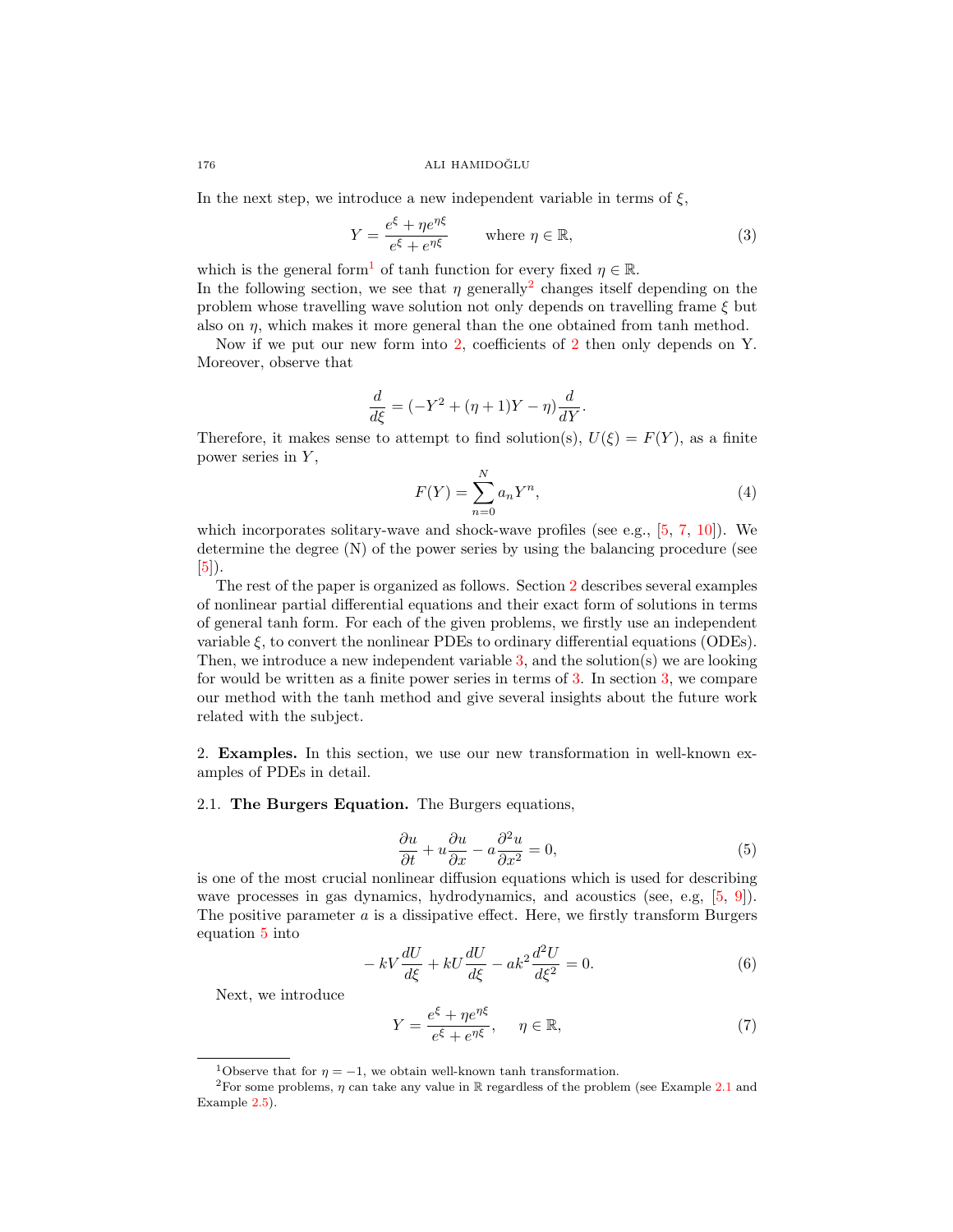In the next step, we introduce a new independent variable in terms of $\xi$,

$$Y = \frac{e^{\xi} + \eta e^{\eta \xi}}{e^{\xi} + e^{\eta \xi}} \qquad \text{where } \eta \in \mathbb{R}, \tag{3}$$

which is the general form[1] of tanh function for every fixed $\eta \in \mathbb{R}$.
In the following section, we see that $\eta$ generally[2] changes itself depending on the problem whose travelling wave solution not only depends on travelling frame $\xi$ but also on $\eta$, which makes it more general than the one obtained from tanh method.

Now if we put our new form into 2, coefficients of 2 then only depends on Y. Moreover, observe that

$$\frac{d}{d\xi} = (-Y^2 + (\eta + 1)Y - \eta)\frac{d}{dY}.$$

Therefore, it makes sense to attempt to find solution(s), $U(\xi) = F(Y)$, as a finite power series in $Y$,

$$F(Y) = \sum_{n=0}^{N} a_n Y^n, \tag{4}$$

which incorporates solitary-wave and shock-wave profiles (see e.g., [5, 7, 10]). We determine the degree (N) of the power series by using the balancing procedure (see [5]).

The rest of the paper is organized as follows. Section 2 describes several examples of nonlinear partial differential equations and their exact form of solutions in terms of general tanh form. For each of the given problems, we firstly use an independent variable $\xi$, to convert the nonlinear PDEs to ordinary differential equations (ODEs). Then, we introduce a new independent variable 3, and the solution(s) we are looking for would be written as a finite power series in terms of 3. In section 3, we compare our method with the tanh method and give several insights about the future work related with the subject.

## 2. Examples.

In this section, we use our new transformation in well-known examples of PDEs in detail.

### 2.1. The Burgers Equation.

The Burgers equations,

$$\frac{\partial u}{\partial t} + u\frac{\partial u}{\partial x} - a\frac{\partial^2 u}{\partial x^2} = 0, \tag{5}$$

is one of the most crucial nonlinear diffusion equations which is used for describing wave processes in gas dynamics, hydrodynamics, and acoustics (see, e.g, [5, 9]). The positive parameter $a$ is a dissipative effect. Here, we firstly transform Burgers equation 5 into

$$-kV\frac{dU}{d\xi} + kU\frac{dU}{d\xi} - ak^2\frac{d^2U}{d\xi^2} = 0. \tag{6}$$

Next, we introduce

$$Y = \frac{e^{\xi} + \eta e^{\eta \xi}}{e^{\xi} + e^{\eta \xi}}, \quad \eta \in \mathbb{R}, \tag{7}$$

---

[1] Observe that for $\eta = -1$, we obtain well-known tanh transformation.

[2] For some problems, $\eta$ can take any value in $\mathbb{R}$ regardless of the problem (see Example 2.1 and Example 2.5).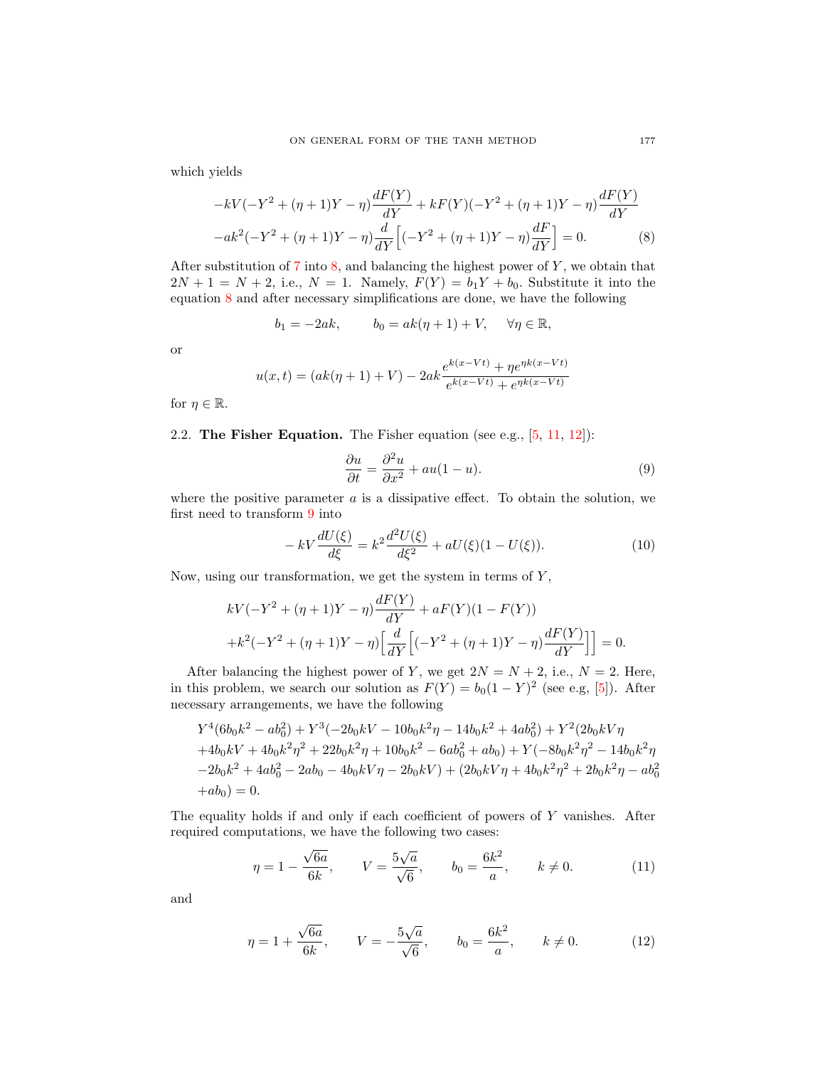which yields

$$
\begin{aligned}
&-kV(-Y^2+(\eta+1)Y-\eta)\frac{dF(Y)}{dY}+kF(Y)(-Y^2+(\eta+1)Y-\eta)\frac{dF(Y)}{dY}\\
&-ak^2(-Y^2+(\eta+1)Y-\eta)\frac{d}{dY}\Big[(-Y^2+(\eta+1)Y-\eta)\frac{dF}{dY}\Big]=0. \qquad (8)
\end{aligned}
$$

After substitution of 7 into 8, and balancing the highest power of $Y$, we obtain that $2N+1=N+2$, i.e., $N=1$. Namely, $F(Y)=b_1Y+b_0$. Substitute it into the equation 8 and after necessary simplifications are done, we have the following

$$
b_1=-2ak, \qquad b_0=ak(\eta+1)+V, \quad \forall \eta\in\mathbb{R},
$$

or

$$
u(x,t)=(ak(\eta+1)+V)-2ak\frac{e^{k(x-Vt)}+\eta e^{\eta k(x-Vt)}}{e^{k(x-Vt)}+e^{\eta k(x-Vt)}}
$$

for $\eta\in\mathbb{R}$.

2.2. **The Fisher Equation.** The Fisher equation (see e.g., [5, 11, 12]):

$$
\frac{\partial u}{\partial t}=\frac{\partial^2 u}{\partial x^2}+au(1-u). \qquad (9)
$$

where the positive parameter $a$ is a dissipative effect. To obtain the solution, we first need to transform 9 into

$$
-kV\frac{dU(\xi)}{d\xi}=k^2\frac{d^2U(\xi)}{d\xi^2}+aU(\xi)(1-U(\xi)). \qquad (10)
$$

Now, using our transformation, we get the system in terms of $Y$,

$$
\begin{aligned}
&kV(-Y^2+(\eta+1)Y-\eta)\frac{dF(Y)}{dY}+aF(Y)(1-F(Y))\\
&+k^2(-Y^2+(\eta+1)Y-\eta)\Big[\frac{d}{dY}\Big[(-Y^2+(\eta+1)Y-\eta)\frac{dF(Y)}{dY}\Big]\Big]=0.
\end{aligned}
$$

After balancing the highest power of $Y$, we get $2N=N+2$, i.e., $N=2$. Here, in this problem, we search our solution as $F(Y)=b_0(1-Y)^2$ (see e.g, [5]). After necessary arrangements, we have the following

$$
\begin{aligned}
&Y^4(6b_0k^2-ab_0^2)+Y^3(-2b_0kV-10b_0k^2\eta-14b_0k^2+4ab_0^2)+Y^2(2b_0kV\eta\\
&+4b_0kV+4b_0k^2\eta^2+22b_0k^2\eta+10b_0k^2-6ab_0^2+ab_0)+Y(-8b_0k^2\eta^2-14b_0k^2\eta\\
&-2b_0k^2+4ab_0^2-2ab_0-4b_0kV\eta-2b_0kV)+(2b_0kV\eta+4b_0k^2\eta^2+2b_0k^2\eta-ab_0^2\\
&+ab_0)=0.
\end{aligned}
$$

The equality holds if and only if each coefficient of powers of $Y$ vanishes. After required computations, we have the following two cases:

$$
\eta=1-\frac{\sqrt{6a}}{6k}, \qquad V=\frac{5\sqrt{a}}{\sqrt{6}}, \qquad b_0=\frac{6k^2}{a}, \qquad k\neq 0. \qquad (11)
$$

and

$$
\eta=1+\frac{\sqrt{6a}}{6k}, \qquad V=-\frac{5\sqrt{a}}{\sqrt{6}}, \qquad b_0=\frac{6k^2}{a}, \qquad k\neq 0. \qquad (12)
$$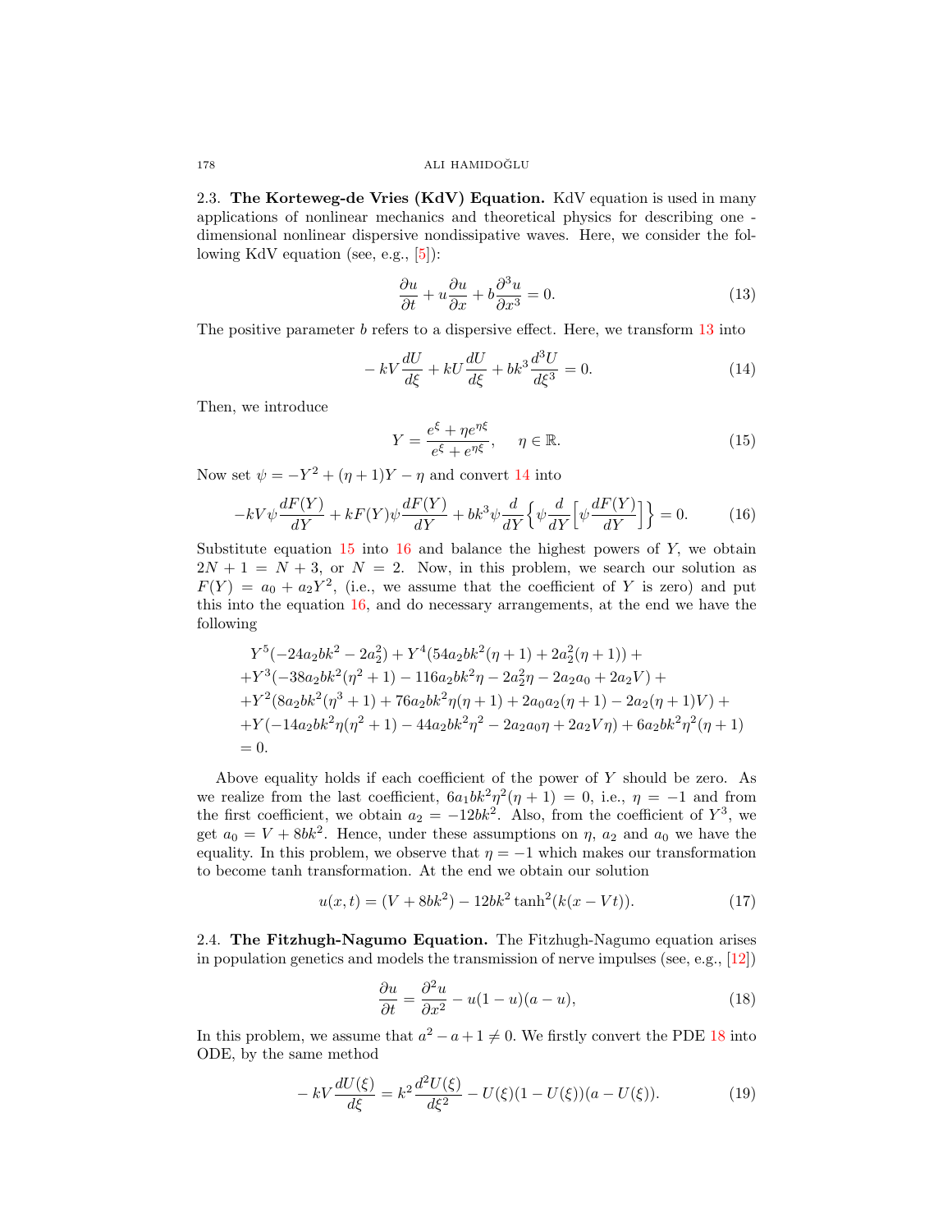### 2.3. **The Korteweg-de Vries (KdV) Equation.**

KdV equation is used in many applications of nonlinear mechanics and theoretical physics for describing one - dimensional nonlinear dispersive nondissipative waves. Here, we consider the following KdV equation (see, e.g., [5]):

$$\frac{\partial u}{\partial t} + u\frac{\partial u}{\partial x} + b\frac{\partial^3 u}{\partial x^3} = 0. \tag{13}$$

The positive parameter $b$ refers to a dispersive effect. Here, we transform 13 into

$$-kV\frac{dU}{d\xi} + kU\frac{dU}{d\xi} + bk^3\frac{d^3U}{d\xi^3} = 0. \tag{14}$$

Then, we introduce

$$Y = \frac{e^{\xi} + \eta e^{\eta\xi}}{e^{\xi} + e^{\eta\xi}}, \quad \eta \in \mathbb{R}. \tag{15}$$

Now set $\psi = -Y^2 + (\eta+1)Y - \eta$ and convert 14 into

$$-kV\psi\frac{dF(Y)}{dY} + kF(Y)\psi\frac{dF(Y)}{dY} + bk^3\psi\frac{d}{dY}\Big\{\psi\frac{d}{dY}\Big[\psi\frac{dF(Y)}{dY}\Big]\Big\} = 0. \tag{16}$$

Substitute equation 15 into 16 and balance the highest powers of $Y$, we obtain $2N+1 = N+3$, or $N = 2$. Now, in this problem, we search our solution as $F(Y) = a_0 + a_2Y^2$, (i.e., we assume that the coefficient of $Y$ is zero) and put this into the equation 16, and do necessary arrangements, at the end we have the following

$$\begin{aligned}
&Y^5(-24a_2bk^2 - 2a_2^2) + Y^4(54a_2bk^2(\eta+1) + 2a_2^2(\eta+1)) + \\
&+Y^3(-38a_2bk^2(\eta^2+1) - 116a_2bk^2\eta - 2a_2^2\eta - 2a_2a_0 + 2a_2V) + \\
&+Y^2(8a_2bk^2(\eta^3+1) + 76a_2bk^2\eta(\eta+1) + 2a_0a_2(\eta+1) - 2a_2(\eta+1)V) + \\
&+Y(-14a_2bk^2\eta(\eta^2+1) - 44a_2bk^2\eta^2 - 2a_2a_0\eta + 2a_2V\eta) + 6a_2bk^2\eta^2(\eta+1) \\
&= 0.
\end{aligned}$$

Above equality holds if each coefficient of the power of $Y$ should be zero. As we realize from the last coefficient, $6a_1bk^2\eta^2(\eta+1) = 0$, i.e., $\eta = -1$ and from the first coefficient, we obtain $a_2 = -12bk^2$. Also, from the coefficient of $Y^3$, we get $a_0 = V + 8bk^2$. Hence, under these assumptions on $\eta$, $a_2$ and $a_0$ we have the equality. In this problem, we observe that $\eta = -1$ which makes our transformation to become tanh transformation. At the end we obtain our solution

$$u(x,t) = (V + 8bk^2) - 12bk^2\tanh^2(k(x - Vt)). \tag{17}$$

### 2.4. **The Fitzhugh-Nagumo Equation.**

The Fitzhugh-Nagumo equation arises in population genetics and models the transmission of nerve impulses (see, e.g., [12])

$$\frac{\partial u}{\partial t} = \frac{\partial^2 u}{\partial x^2} - u(1-u)(a-u), \tag{18}$$

In this problem, we assume that $a^2 - a + 1 \neq 0$. We firstly convert the PDE 18 into ODE, by the same method

$$-kV\frac{dU(\xi)}{d\xi} = k^2\frac{d^2U(\xi)}{d\xi^2} - U(\xi)(1 - U(\xi))(a - U(\xi)). \tag{19}$$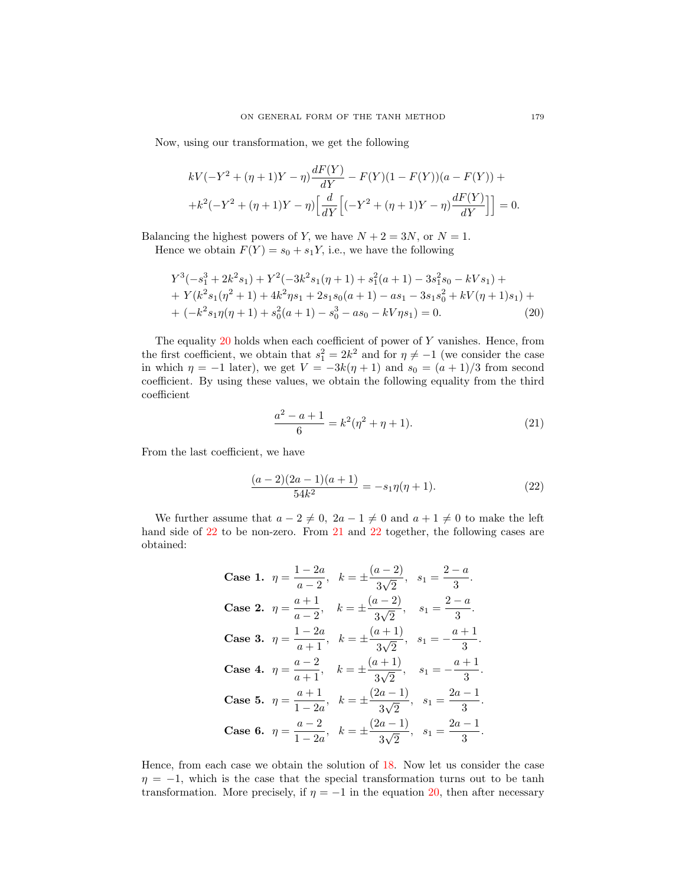Now, using our transformation, we get the following

$$kV(-Y^2+(\eta+1)Y-\eta)\frac{dF(Y)}{dY} - F(Y)(1-F(Y))(a-F(Y)) +$$
$$+k^2(-Y^2+(\eta+1)Y-\eta)\Big[\frac{d}{dY}\Big[(-Y^2+(\eta+1)Y-\eta)\frac{dF(Y)}{dY}\Big]\Big] = 0.$$

Balancing the highest powers of $Y$, we have $N+2=3N$, or $N=1$.

Hence we obtain $F(Y)=s_0+s_1Y$, i.e., we have the following

$$\begin{aligned}
&Y^3(-s_1^3+2k^2s_1)+Y^2(-3k^2s_1(\eta+1)+s_1^2(a+1)-3s_1^2s_0-kVs_1)+\\
&+Y(k^2s_1(\eta^2+1)+4k^2\eta s_1+2s_1s_0(a+1)-as_1-3s_1s_0^2+kV(\eta+1)s_1)+\\
&+(-k^2s_1\eta(\eta+1)+s_0^2(a+1)-s_0^3-as_0-kV\eta s_1)=0. \qquad (20)
\end{aligned}$$

The equality 20 holds when each coefficient of power of $Y$ vanishes. Hence, from the first coefficient, we obtain that $s_1^2=2k^2$ and for $\eta\neq-1$ (we consider the case in which $\eta=-1$ later), we get $V=-3k(\eta+1)$ and $s_0=(a+1)/3$ from second coefficient. By using these values, we obtain the following equality from the third coefficient

$$\frac{a^2-a+1}{6}=k^2(\eta^2+\eta+1). \qquad (21)$$

From the last coefficient, we have

$$\frac{(a-2)(2a-1)(a+1)}{54k^2}=-s_1\eta(\eta+1). \qquad (22)$$

We further assume that $a-2\neq0$, $2a-1\neq0$ and $a+1\neq0$ to make the left hand side of 22 to be non-zero. From 21 and 22 together, the following cases are obtained:

**Case 1.** $\eta=\dfrac{1-2a}{a-2}$, $k=\pm\dfrac{(a-2)}{3\sqrt{2}}$, $s_1=\dfrac{2-a}{3}$.

**Case 2.** $\eta=\dfrac{a+1}{a-2}$, $k=\pm\dfrac{(a-2)}{3\sqrt{2}}$, $s_1=\dfrac{2-a}{3}$.

**Case 3.** $\eta=\dfrac{1-2a}{a+1}$, $k=\pm\dfrac{(a+1)}{3\sqrt{2}}$, $s_1=-\dfrac{a+1}{3}$.

**Case 4.** $\eta=\dfrac{a-2}{a+1}$, $k=\pm\dfrac{(a+1)}{3\sqrt{2}}$, $s_1=-\dfrac{a+1}{3}$.

**Case 5.** $\eta=\dfrac{a+1}{1-2a}$, $k=\pm\dfrac{(2a-1)}{3\sqrt{2}}$, $s_1=\dfrac{2a-1}{3}$.

**Case 6.** $\eta=\dfrac{a-2}{1-2a}$, $k=\pm\dfrac{(2a-1)}{3\sqrt{2}}$, $s_1=\dfrac{2a-1}{3}$.

Hence, from each case we obtain the solution of 18. Now let us consider the case $\eta=-1$, which is the case that the special transformation turns out to be tanh transformation. More precisely, if $\eta=-1$ in the equation 20, then after necessary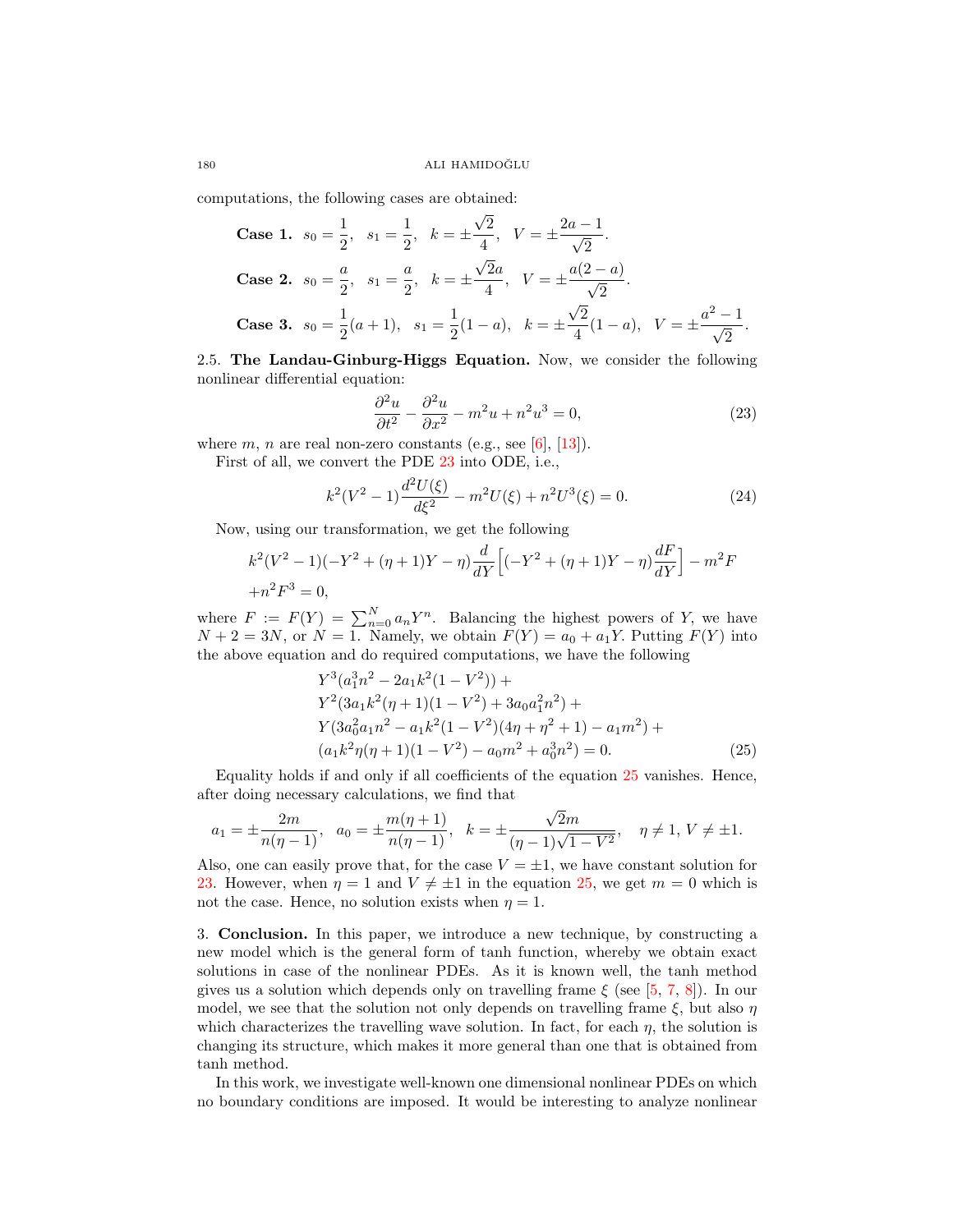computations, the following cases are obtained:

**Case 1.** $s_0 = \dfrac{1}{2}$, $s_1 = \dfrac{1}{2}$, $k = \pm\dfrac{\sqrt{2}}{4}$, $V = \pm\dfrac{2a-1}{\sqrt{2}}$.

**Case 2.** $s_0 = \dfrac{a}{2}$, $s_1 = \dfrac{a}{2}$, $k = \pm\dfrac{\sqrt{2}a}{4}$, $V = \pm\dfrac{a(2-a)}{\sqrt{2}}$.

**Case 3.** $s_0 = \dfrac{1}{2}(a+1)$, $s_1 = \dfrac{1}{2}(1-a)$, $k = \pm\dfrac{\sqrt{2}}{4}(1-a)$, $V = \pm\dfrac{a^2-1}{\sqrt{2}}$.

2.5. **The Landau-Ginburg-Higgs Equation.** Now, we consider the following nonlinear differential equation:

$$\frac{\partial^2 u}{\partial t^2} - \frac{\partial^2 u}{\partial x^2} - m^2 u + n^2 u^3 = 0, \tag{23}$$

where $m$, $n$ are real non-zero constants (e.g., see [6], [13]).

First of all, we convert the PDE 23 into ODE, i.e.,

$$k^2(V^2-1)\frac{d^2U(\xi)}{d\xi^2} - m^2 U(\xi) + n^2 U^3(\xi) = 0. \tag{24}$$

Now, using our transformation, we get the following

$$k^2(V^2-1)(-Y^2+(\eta+1)Y-\eta)\frac{d}{dY}\Big[(-Y^2+(\eta+1)Y-\eta)\frac{dF}{dY}\Big] - m^2 F$$
$$+ n^2 F^3 = 0,$$

where $F := F(Y) = \sum_{n=0}^{N} a_n Y^n$. Balancing the highest powers of $Y$, we have $N+2 = 3N$, or $N = 1$. Namely, we obtain $F(Y) = a_0 + a_1 Y$. Putting $F(Y)$ into the above equation and do required computations, we have the following

$$\begin{aligned}
&Y^3(a_1^3 n^2 - 2a_1 k^2(1-V^2)) + \\
&Y^2(3a_1 k^2(\eta+1)(1-V^2) + 3a_0 a_1^2 n^2) + \\
&Y(3a_0^2 a_1 n^2 - a_1 k^2(1-V^2)(4\eta+\eta^2+1) - a_1 m^2) + \\
&(a_1 k^2 \eta(\eta+1)(1-V^2) - a_0 m^2 + a_0^3 n^2) = 0.
\end{aligned} \tag{25}$$

Equality holds if and only if all coefficients of the equation 25 vanishes. Hence, after doing necessary calculations, we find that

$$a_1 = \pm\frac{2m}{n(\eta-1)}, \quad a_0 = \pm\frac{m(\eta+1)}{n(\eta-1)}, \quad k = \pm\frac{\sqrt{2}m}{(\eta-1)\sqrt{1-V^2}}, \quad \eta \neq 1,\ V \neq \pm 1.$$

Also, one can easily prove that, for the case $V = \pm 1$, we have constant solution for 23. However, when $\eta = 1$ and $V \neq \pm 1$ in the equation 25, we get $m = 0$ which is not the case. Hence, no solution exists when $\eta = 1$.

3. **Conclusion.** In this paper, we introduce a new technique, by constructing a new model which is the general form of tanh function, whereby we obtain exact solutions in case of the nonlinear PDEs. As it is known well, the tanh method gives us a solution which depends only on travelling frame $\xi$ (see [5, 7, 8]). In our model, we see that the solution not only depends on travelling frame $\xi$, but also $\eta$ which characterizes the travelling wave solution. In fact, for each $\eta$, the solution is changing its structure, which makes it more general than one that is obtained from tanh method.

In this work, we investigate well-known one dimensional nonlinear PDEs on which no boundary conditions are imposed. It would be interesting to analyze nonlinear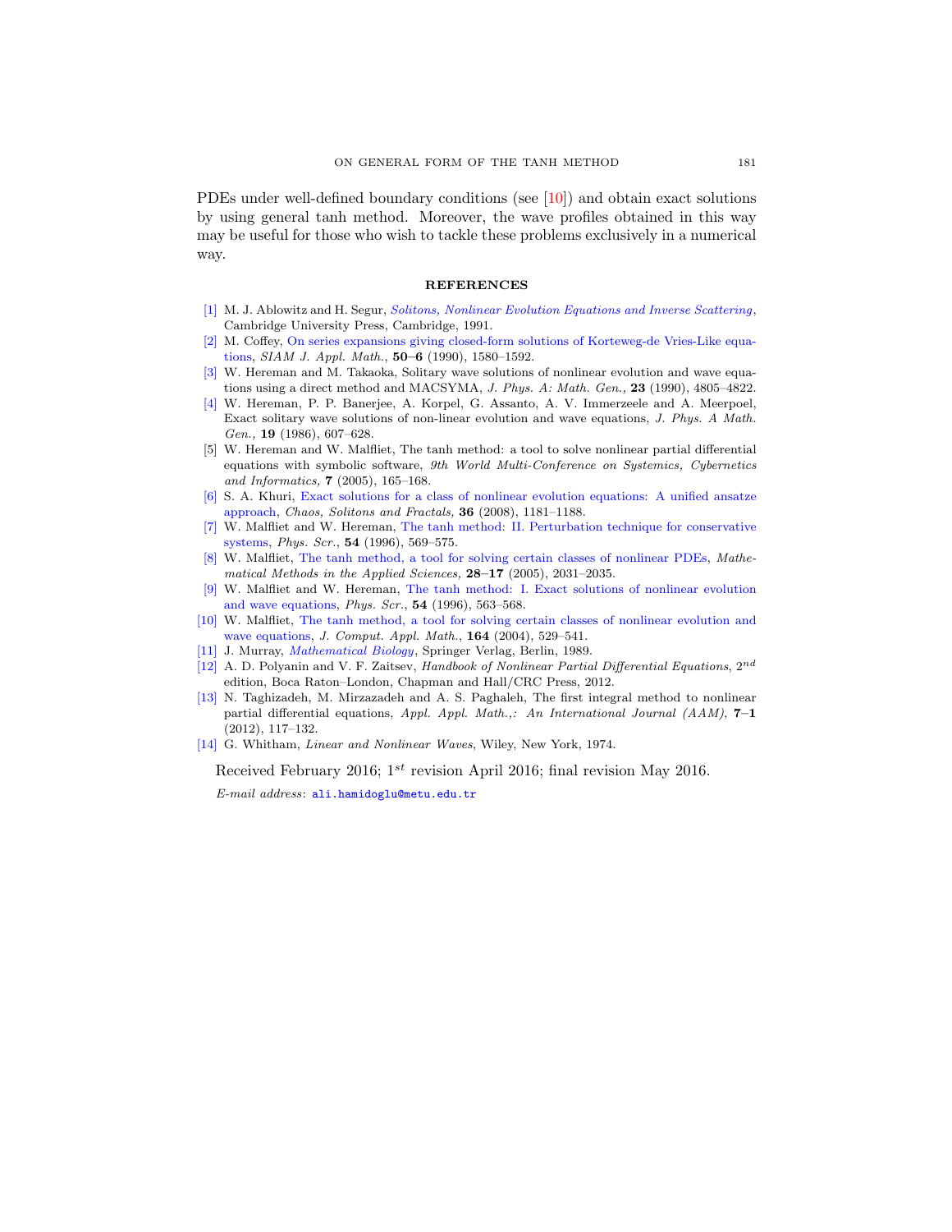PDEs under well-defined boundary conditions (see [10]) and obtain exact solutions by using general tanh method. Moreover, the wave profiles obtained in this way may be useful for those who wish to tackle these problems exclusively in a numerical way.

## REFERENCES

[1] M. J. Ablowitz and H. Segur, *Solitons, Nonlinear Evolution Equations and Inverse Scattering*, Cambridge University Press, Cambridge, 1991.

[2] M. Coffey, On series expansions giving closed-form solutions of Korteweg-de Vries-Like equations, *SIAM J. Appl. Math.*, **50–6** (1990), 1580–1592.

[3] W. Hereman and M. Takaoka, Solitary wave solutions of nonlinear evolution and wave equations using a direct method and MACSYMA, *J. Phys. A: Math. Gen.,* **23** (1990), 4805–4822.

[4] W. Hereman, P. P. Banerjee, A. Korpel, G. Assanto, A. V. Immerzeele and A. Meerpoel, Exact solitary wave solutions of non-linear evolution and wave equations, *J. Phys. A Math. Gen.,* **19** (1986), 607–628.

[5] W. Hereman and W. Malfliet, The tanh method: a tool to solve nonlinear partial differential equations with symbolic software, *9th World Multi-Conference on Systemics, Cybernetics and Informatics,* **7** (2005), 165–168.

[6] S. A. Khuri, Exact solutions for a class of nonlinear evolution equations: A unified ansatze approach, *Chaos, Solitons and Fractals,* **36** (2008), 1181–1188.

[7] W. Malfliet and W. Hereman, The tanh method: II. Perturbation technique for conservative systems, *Phys. Scr.*, **54** (1996), 569–575.

[8] W. Malfliet, The tanh method, a tool for solving certain classes of nonlinear PDEs, *Mathematical Methods in the Applied Sciences,* **28–17** (2005), 2031–2035.

[9] W. Malfliet and W. Hereman, The tanh method: I. Exact solutions of nonlinear evolution and wave equations, *Phys. Scr.*, **54** (1996), 563–568.

[10] W. Malfliet, The tanh method, a tool for solving certain classes of nonlinear evolution and wave equations, *J. Comput. Appl. Math.*, **164** (2004), 529–541.

[11] J. Murray, *Mathematical Biology*, Springer Verlag, Berlin, 1989.

[12] A. D. Polyanin and V. F. Zaitsev, *Handbook of Nonlinear Partial Differential Equations*, $2^{nd}$ edition, Boca Raton–London, Chapman and Hall/CRC Press, 2012.

[13] N. Taghizadeh, M. Mirzazadeh and A. S. Paghaleh, The first integral method to nonlinear partial differential equations, *Appl. Appl. Math.,: An International Journal (AAM)*, **7–1** (2012), 117–132.

[14] G. Whitham, *Linear and Nonlinear Waves*, Wiley, New York, 1974.

Received February 2016; $1^{st}$ revision April 2016; final revision May 2016.

*E-mail address*: ali.hamidoglu@metu.edu.tr